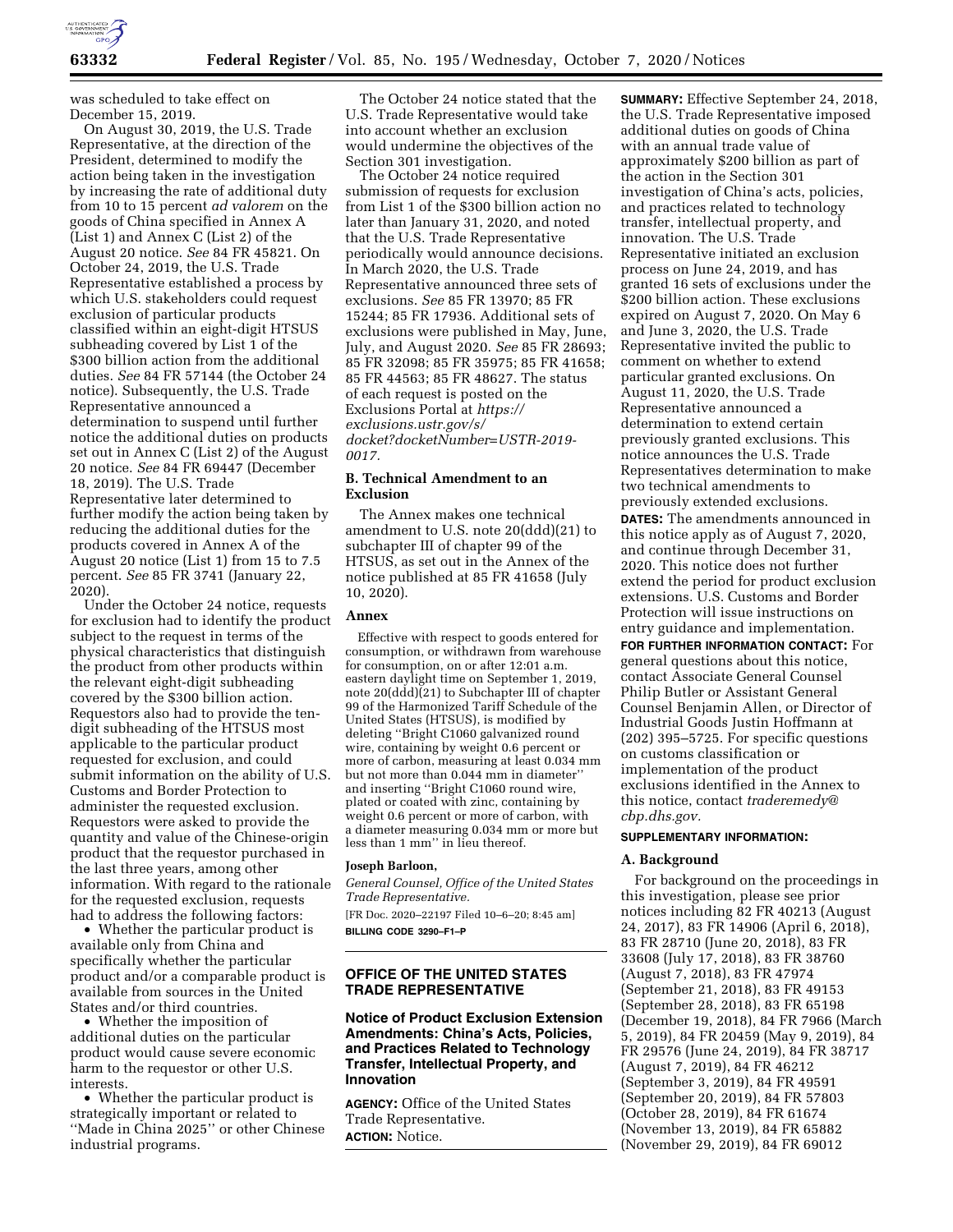was scheduled to take effect on December 15, 2019.

On August 30, 2019, the U.S. Trade Representative, at the direction of the President, determined to modify the action being taken in the investigation by increasing the rate of additional duty from 10 to 15 percent *ad valorem* on the goods of China specified in Annex A (List 1) and Annex C (List 2) of the August 20 notice. *See* 84 FR 45821. On October 24, 2019, the U.S. Trade Representative established a process by which U.S. stakeholders could request exclusion of particular products classified within an eight-digit HTSUS subheading covered by List 1 of the $300 billion action from the additional duties. *See* 84 FR 57144 (the October 24 notice). Subsequently, the U.S. Trade Representative announced a determination to suspend until further notice the additional duties on products set out in Annex C (List 2) of the August 20 notice. *See* 84 FR 69447 (December 18, 2019). The U.S. Trade Representative later determined to further modify the action being taken by reducing the additional duties for the products covered in Annex A of the August 20 notice (List 1) from 15 to 7.5 percent. *See* 85 FR 3741 (January 22, 2020).

Under the October 24 notice, requests for exclusion had to identify the product subject to the request in terms of the physical characteristics that distinguish the product from other products within the relevant eight-digit subheading covered by the $300 billion action. Requestors also had to provide the ten-digit subheading of the HTSUS most applicable to the particular product requested for exclusion, and could submit information on the ability of U.S. Customs and Border Protection to administer the requested exclusion. Requestors were asked to provide the quantity and value of the Chinese-origin product that the requestor purchased in the last three years, among other information. With regard to the rationale for the requested exclusion, requests had to address the following factors:

- Whether the particular product is available only from China and specifically whether the particular product and/or a comparable product is available from sources in the United States and/or third countries.
- Whether the imposition of additional duties on the particular product would cause severe economic harm to the requestor or other U.S. interests.
- Whether the particular product is strategically important or related to ''Made in China 2025'' or other Chinese industrial programs.

The October 24 notice stated that the U.S. Trade Representative would take into account whether an exclusion would undermine the objectives of the Section 301 investigation.

The October 24 notice required submission of requests for exclusion from List 1 of the $300 billion action no later than January 31, 2020, and noted that the U.S. Trade Representative periodically would announce decisions. In March 2020, the U.S. Trade Representative announced three sets of exclusions. *See* 85 FR 13970; 85 FR 15244; 85 FR 17936. Additional sets of exclusions were published in May, June, July, and August 2020. *See* 85 FR 28693; 85 FR 32098; 85 FR 35975; 85 FR 41658; 85 FR 44563; 85 FR 48627. The status of each request is posted on the Exclusions Portal at *https://exclusions.ustr.gov/s/docket?docketNumber=USTR-2019-0017.*

### B. Technical Amendment to an Exclusion

The Annex makes one technical amendment to U.S. note 20(ddd)(21) to subchapter III of chapter 99 of the HTSUS, as set out in the Annex of the notice published at 85 FR 41658 (July 10, 2020).

### Annex

Effective with respect to goods entered for consumption, or withdrawn from warehouse for consumption, on or after 12:01 a.m. eastern daylight time on September 1, 2019, note 20(ddd)(21) to Subchapter III of chapter 99 of the Harmonized Tariff Schedule of the United States (HTSUS), is modified by deleting ''Bright C1060 galvanized round wire, containing by weight 0.6 percent or more of carbon, measuring at least 0.034 mm but not more than 0.044 mm in diameter'' and inserting ''Bright C1060 round wire, plated or coated with zinc, containing by weight 0.6 percent or more of carbon, with a diameter measuring 0.034 mm or more but less than 1 mm'' in lieu thereof.

**Joseph Barloon,**

*General Counsel, Office of the United States Trade Representative.*

[FR Doc. 2020–22197 Filed 10–6–20; 8:45 am]

**BILLING CODE 3290–F1–P**

## OFFICE OF THE UNITED STATES TRADE REPRESENTATIVE

## Notice of Product Exclusion Extension Amendments: China's Acts, Policies, and Practices Related to Technology Transfer, Intellectual Property, and Innovation

**AGENCY:** Office of the United States Trade Representative.

**ACTION:** Notice.

**SUMMARY:** Effective September 24, 2018, the U.S. Trade Representative imposed additional duties on goods of China with an annual trade value of approximately $200 billion as part of the action in the Section 301 investigation of China's acts, policies, and practices related to technology transfer, intellectual property, and innovation. The U.S. Trade Representative initiated an exclusion process on June 24, 2019, and has granted 16 sets of exclusions under the $200 billion action. These exclusions expired on August 7, 2020. On May 6 and June 3, 2020, the U.S. Trade Representative invited the public to comment on whether to extend particular granted exclusions. On August 11, 2020, the U.S. Trade Representative announced a determination to extend certain previously granted exclusions. This notice announces the U.S. Trade Representatives determination to make two technical amendments to previously extended exclusions.

**DATES:** The amendments announced in this notice apply as of August 7, 2020, and continue through December 31, 2020. This notice does not further extend the period for product exclusion extensions. U.S. Customs and Border Protection will issue instructions on entry guidance and implementation.

**FOR FURTHER INFORMATION CONTACT:** For general questions about this notice, contact Associate General Counsel Philip Butler or Assistant General Counsel Benjamin Allen, or Director of Industrial Goods Justin Hoffmann at (202) 395–5725. For specific questions on customs classification or implementation of the product exclusions identified in the Annex to this notice, contact *traderemedy@cbp.dhs.gov.*

**SUPPLEMENTARY INFORMATION:**

### A. Background

For background on the proceedings in this investigation, please see prior notices including 82 FR 40213 (August 24, 2017), 83 FR 14906 (April 6, 2018), 83 FR 28710 (June 20, 2018), 83 FR 33608 (July 17, 2018), 83 FR 38760 (August 7, 2018), 83 FR 47974 (September 21, 2018), 83 FR 49153 (September 28, 2018), 83 FR 65198 (December 19, 2018), 84 FR 7966 (March 5, 2019), 84 FR 20459 (May 9, 2019), 84 FR 29576 (June 24, 2019), 84 FR 38717 (August 7, 2019), 84 FR 46212 (September 3, 2019), 84 FR 49591 (September 20, 2019), 84 FR 57803 (October 28, 2019), 84 FR 61674 (November 13, 2019), 84 FR 65882 (November 29, 2019), 84 FR 69012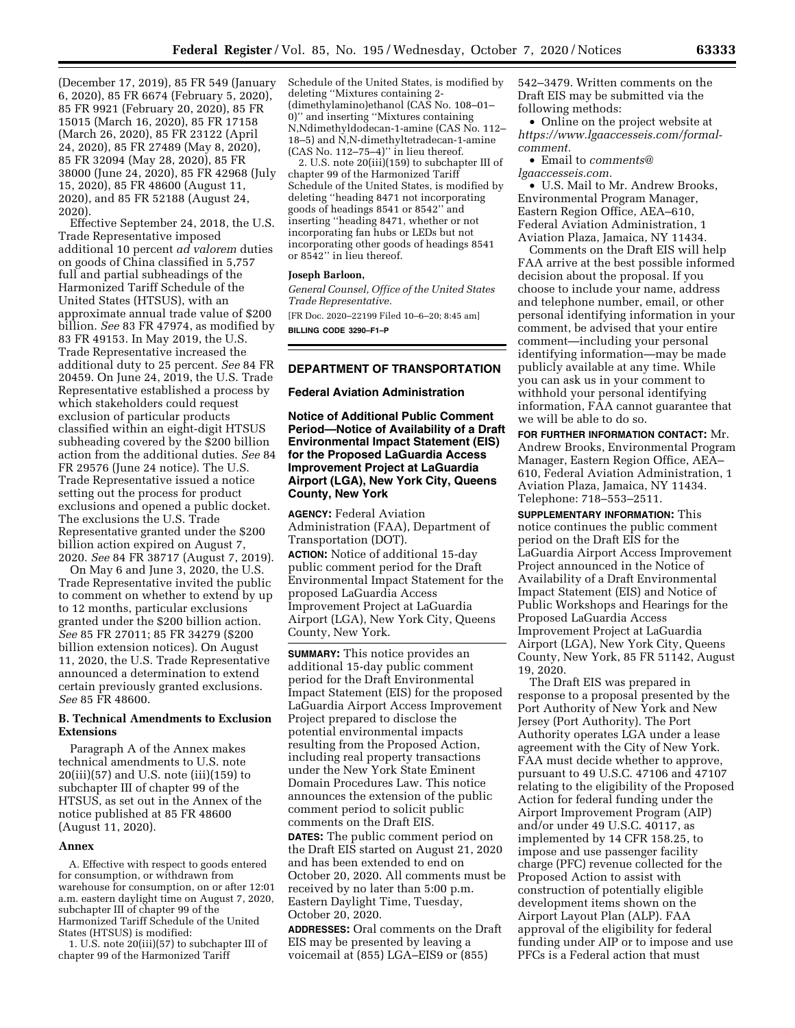(December 17, 2019), 85 FR 549 (January 6, 2020), 85 FR 6674 (February 5, 2020), 85 FR 9921 (February 20, 2020), 85 FR 15015 (March 16, 2020), 85 FR 17158 (March 26, 2020), 85 FR 23122 (April 24, 2020), 85 FR 27489 (May 8, 2020), 85 FR 32094 (May 28, 2020), 85 FR 38000 (June 24, 2020), 85 FR 42968 (July 15, 2020), 85 FR 48600 (August 11, 2020), and 85 FR 52188 (August 24, 2020).

Effective September 24, 2018, the U.S. Trade Representative imposed additional 10 percent *ad valorem* duties on goods of China classified in 5,757 full and partial subheadings of the Harmonized Tariff Schedule of the United States (HTSUS), with an approximate annual trade value of $200 billion. *See* 83 FR 47974, as modified by 83 FR 49153. In May 2019, the U.S. Trade Representative increased the additional duty to 25 percent. *See* 84 FR 20459. On June 24, 2019, the U.S. Trade Representative established a process by which stakeholders could request exclusion of particular products classified within an eight-digit HTSUS subheading covered by the $200 billion action from the additional duties. *See* 84 FR 29576 (June 24 notice). The U.S. Trade Representative issued a notice setting out the process for product exclusions and opened a public docket. The exclusions the U.S. Trade Representative granted under the $200 billion action expired on August 7, 2020. *See* 84 FR 38717 (August 7, 2019).

On May 6 and June 3, 2020, the U.S. Trade Representative invited the public to comment on whether to extend by up to 12 months, particular exclusions granted under the $200 billion action. *See* 85 FR 27011; 85 FR 34279 ($200 billion extension notices). On August 11, 2020, the U.S. Trade Representative announced a determination to extend certain previously granted exclusions. *See* 85 FR 48600.

### B. Technical Amendments to Exclusion Extensions

Paragraph A of the Annex makes technical amendments to U.S. note 20(iii)(57) and U.S. note (iii)(159) to subchapter III of chapter 99 of the HTSUS, as set out in the Annex of the notice published at 85 FR 48600 (August 11, 2020).

### Annex

A. Effective with respect to goods entered for consumption, or withdrawn from warehouse for consumption, on or after 12:01 a.m. eastern daylight time on August 7, 2020, subchapter III of chapter 99 of the Harmonized Tariff Schedule of the United States (HTSUS) is modified:

1. U.S. note 20(iii)(57) to subchapter III of chapter 99 of the Harmonized Tariff Schedule of the United States, is modified by deleting ''Mixtures containing 2-(dimethylamino)ethanol (CAS No. 108–01–0)'' and inserting ''Mixtures containing N,Ndimethyldodecan-1-amine (CAS No. 112–18–5) and N,N-dimethyltetradecan-1-amine (CAS No. 112–75–4)'' in lieu thereof.

2. U.S. note 20(iii)(159) to subchapter III of chapter 99 of the Harmonized Tariff Schedule of the United States, is modified by deleting ''heading 8471 not incorporating goods of headings 8541 or 8542'' and inserting ''heading 8471, whether or not incorporating fan hubs or LEDs but not incorporating other goods of headings 8541 or 8542'' in lieu thereof.

**Joseph Barloon,**

*General Counsel, Office of the United States Trade Representative.*

[FR Doc. 2020–22199 Filed 10–6–20; 8:45 am]

**BILLING CODE 3290–F1–P**

## DEPARTMENT OF TRANSPORTATION

### Federal Aviation Administration

### Notice of Additional Public Comment Period—Notice of Availability of a Draft Environmental Impact Statement (EIS) for the Proposed LaGuardia Access Improvement Project at LaGuardia Airport (LGA), New York City, Queens County, New York

**AGENCY:** Federal Aviation Administration (FAA), Department of Transportation (DOT).

**ACTION:** Notice of additional 15-day public comment period for the Draft Environmental Impact Statement for the proposed LaGuardia Access Improvement Project at LaGuardia Airport (LGA), New York City, Queens County, New York.

**SUMMARY:** This notice provides an additional 15-day public comment period for the Draft Environmental Impact Statement (EIS) for the proposed LaGuardia Airport Access Improvement Project prepared to disclose the potential environmental impacts resulting from the Proposed Action, including real property transactions under the New York State Eminent Domain Procedures Law. This notice announces the extension of the public comment period to solicit public comments on the Draft EIS.

**DATES:** The public comment period on the Draft EIS started on August 21, 2020 and has been extended to end on October 20, 2020. All comments must be received by no later than 5:00 p.m. Eastern Daylight Time, Tuesday, October 20, 2020.

**ADDRESSES:** Oral comments on the Draft EIS may be presented by leaving a voicemail at (855) LGA–EIS9 or (855) 542–3479. Written comments on the Draft EIS may be submitted via the following methods:

- Online on the project website at *https://www.lgaaccesseis.com/formal-comment.*
- Email to *comments@lgaaccesseis.com.*
- U.S. Mail to Mr. Andrew Brooks, Environmental Program Manager, Eastern Region Office, AEA–610, Federal Aviation Administration, 1 Aviation Plaza, Jamaica, NY 11434.

Comments on the Draft EIS will help FAA arrive at the best possible informed decision about the proposal. If you choose to include your name, address and telephone number, email, or other personal identifying information in your comment, be advised that your entire comment—including your personal identifying information—may be made publicly available at any time. While you can ask us in your comment to withhold your personal identifying information, FAA cannot guarantee that we will be able to do so.

**FOR FURTHER INFORMATION CONTACT:** Mr. Andrew Brooks, Environmental Program Manager, Eastern Region Office, AEA–610, Federal Aviation Administration, 1 Aviation Plaza, Jamaica, NY 11434. Telephone: 718–553–2511.

**SUPPLEMENTARY INFORMATION:** This notice continues the public comment period on the Draft EIS for the LaGuardia Airport Access Improvement Project announced in the Notice of Availability of a Draft Environmental Impact Statement (EIS) and Notice of Public Workshops and Hearings for the Proposed LaGuardia Access Improvement Project at LaGuardia Airport (LGA), New York City, Queens County, New York, 85 FR 51142, August 19, 2020.

The Draft EIS was prepared in response to a proposal presented by the Port Authority of New York and New Jersey (Port Authority). The Port Authority operates LGA under a lease agreement with the City of New York. FAA must decide whether to approve, pursuant to 49 U.S.C. 47106 and 47107 relating to the eligibility of the Proposed Action for federal funding under the Airport Improvement Program (AIP) and/or under 49 U.S.C. 40117, as implemented by 14 CFR 158.25, to impose and use passenger facility charge (PFC) revenue collected for the Proposed Action to assist with construction of potentially eligible development items shown on the Airport Layout Plan (ALP). FAA approval of the eligibility for federal funding under AIP or to impose and use PFCs is a Federal action that must